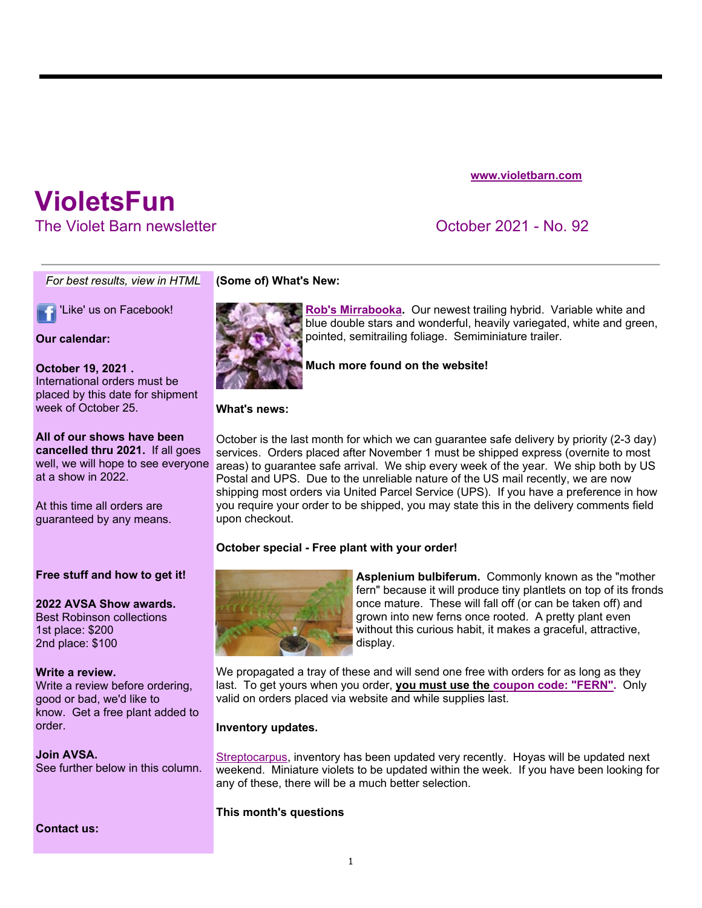www.violetbarn.com

# VioletsFun

The Violet Barn newsletter

October 2021 - No. 92

*For best results, view in HTML*

'Like' us on Facebook!

**Our calendar:**

**October 19, 2021 .**
International orders must be placed by this date for shipment week of October 25.

**All of our shows have been cancelled thru 2021.** If all goes well, we will hope to see everyone at a show in 2022.

At this time all orders are guaranteed by any means.

**Free stuff and how to get it!**

**2022 AVSA Show awards.**
Best Robinson collections
1st place: $200
2nd place: $100

**Write a review.**
Write a review before ordering, good or bad, we'd like to know. Get a free plant added to order.

**Join AVSA.**
See further below in this column.

**Contact us:**

**(Some of) What's New:**

**Rob's Mirrabooka.** Our newest trailing hybrid. Variable white and blue double stars and wonderful, heavily variegated, white and green, pointed, semitrailing foliage. Semiminiature trailer.

**Much more found on the website!**

**What's news:**

October is the last month for which we can guarantee safe delivery by priority (2-3 day) services. Orders placed after November 1 must be shipped express (overnite to most areas) to guarantee safe arrival. We ship every week of the year. We ship both by US Postal and UPS. Due to the unreliable nature of the US mail recently, we are now shipping most orders via United Parcel Service (UPS). If you have a preference in how you require your order to be shipped, you may state this in the delivery comments field upon checkout.

**October special - Free plant with your order!**

**Asplenium bulbiferum.** Commonly known as the "mother fern" because it will produce tiny plantlets on top of its fronds once mature. These will fall off (or can be taken off) and grown into new ferns once rooted. A pretty plant even without this curious habit, it makes a graceful, attractive, display.

We propagated a tray of these and will send one free with orders for as long as they last. To get yours when you order, **you must use the coupon code: "FERN".** Only valid on orders placed via website and while supplies last.

**Inventory updates.**

Streptocarpus, inventory has been updated very recently. Hoyas will be updated next weekend. Miniature violets to be updated within the week. If you have been looking for any of these, there will be a much better selection.

**This month's questions**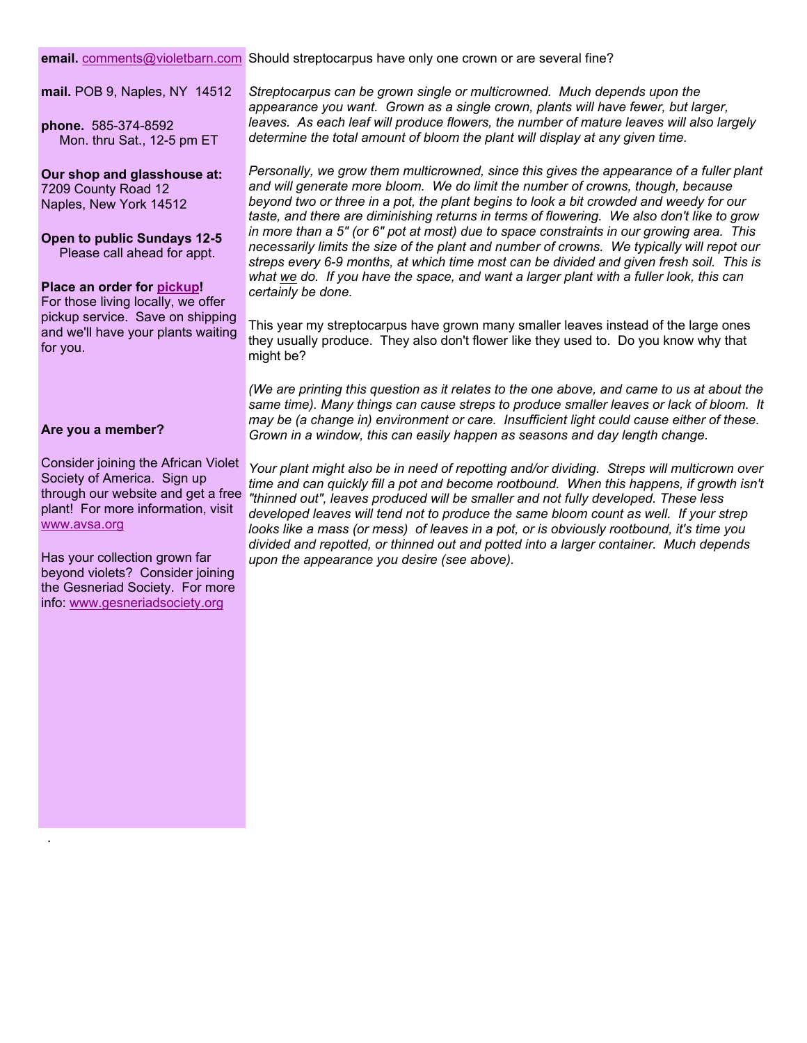**email.** comments@violetbarn.com

**mail.** POB 9, Naples, NY 14512

**phone.** 585-374-8592
Mon. thru Sat., 12-5 pm ET

**Our shop and glasshouse at:**
7209 County Road 12
Naples, New York 14512

**Open to public Sundays 12-5**
Please call ahead for appt.

**Place an order for pickup!**
For those living locally, we offer pickup service. Save on shipping and we'll have your plants waiting for you.

**Are you a member?**

Consider joining the African Violet Society of America. Sign up through our website and get a free plant! For more information, visit www.avsa.org

Has your collection grown far beyond violets? Consider joining the Gesneriad Society. For more info: www.gesneriadsociety.org

Should streptocarpus have only one crown or are several fine?

*Streptocarpus can be grown single or multicrowned. Much depends upon the appearance you want. Grown as a single crown, plants will have fewer, but larger, leaves. As each leaf will produce flowers, the number of mature leaves will also largely determine the total amount of bloom the plant will display at any given time.*

*Personally, we grow them multicrowned, since this gives the appearance of a fuller plant and will generate more bloom. We do limit the number of crowns, though, because beyond two or three in a pot, the plant begins to look a bit crowded and weedy for our taste, and there are diminishing returns in terms of flowering. We also don't like to grow in more than a 5" (or 6" pot at most) due to space constraints in our growing area. This necessarily limits the size of the plant and number of crowns. We typically will repot our streps every 6-9 months, at which time most can be divided and given fresh soil. This is what we do. If you have the space, and want a larger plant with a fuller look, this can certainly be done.*

This year my streptocarpus have grown many smaller leaves instead of the large ones they usually produce. They also don't flower like they used to. Do you know why that might be?

*(We are printing this question as it relates to the one above, and came to us at about the same time). Many things can cause streps to produce smaller leaves or lack of bloom. It may be (a change in) environment or care. Insufficient light could cause either of these. Grown in a window, this can easily happen as seasons and day length change.*

*Your plant might also be in need of repotting and/or dividing. Streps will multicrown over time and can quickly fill a pot and become rootbound. When this happens, if growth isn't "thinned out", leaves produced will be smaller and not fully developed. These less developed leaves will tend not to produce the same bloom count as well. If your strep looks like a mass (or mess) of leaves in a pot, or is obviously rootbound, it's time you divided and repotted, or thinned out and potted into a larger container. Much depends upon the appearance you desire (see above).*